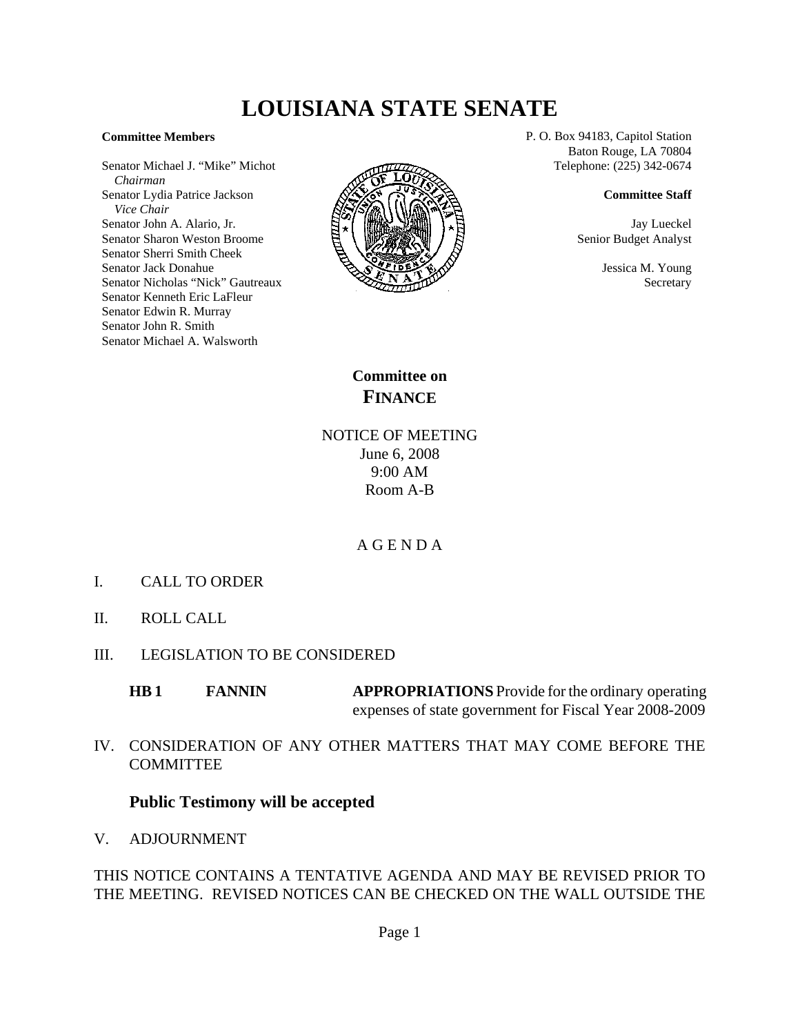# LOUISIANA STATE SENATE

**Committee Members**

Senator Michael J. "Mike" Michot
*Chairman*
Senator Lydia Patrice Jackson
*Vice Chair*
Senator John A. Alario, Jr.
Senator Sharon Weston Broome
Senator Sherri Smith Cheek
Senator Jack Donahue
Senator Nicholas "Nick" Gautreaux
Senator Kenneth Eric LaFleur
Senator Edwin R. Murray
Senator John R. Smith
Senator Michael A. Walsworth

P. O. Box 94183, Capitol Station
Baton Rouge, LA 70804
Telephone: (225) 342-0674

**Committee Staff**

Jay Lueckel
Senior Budget Analyst

Jessica M. Young
Secretary

## Committee on FINANCE

NOTICE OF MEETING
June 6, 2008
9:00 AM
Room A-B

A G E N D A

I. CALL TO ORDER

II. ROLL CALL

III. LEGISLATION TO BE CONSIDERED

**HB 1** **FANNIN** **APPROPRIATIONS** Provide for the ordinary operating expenses of state government for Fiscal Year 2008-2009

IV. CONSIDERATION OF ANY OTHER MATTERS THAT MAY COME BEFORE THE COMMITTEE

**Public Testimony will be accepted**

V. ADJOURNMENT

THIS NOTICE CONTAINS A TENTATIVE AGENDA AND MAY BE REVISED PRIOR TO THE MEETING. REVISED NOTICES CAN BE CHECKED ON THE WALL OUTSIDE THE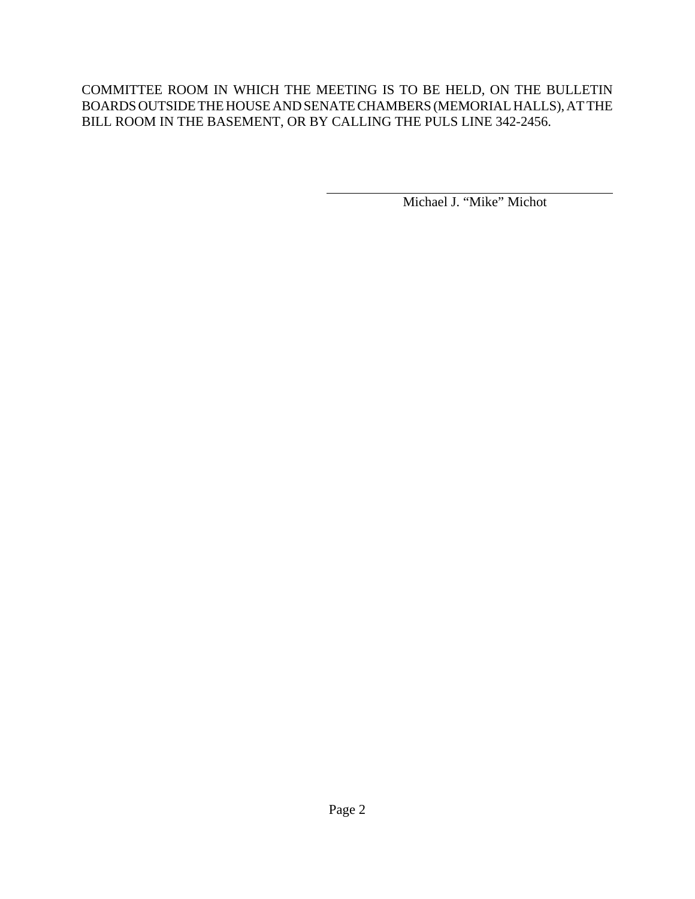COMMITTEE ROOM IN WHICH THE MEETING IS TO BE HELD, ON THE BULLETIN BOARDS OUTSIDE THE HOUSE AND SENATE CHAMBERS (MEMORIAL HALLS), AT THE BILL ROOM IN THE BASEMENT, OR BY CALLING THE PULS LINE 342-2456.

Michael J. "Mike" Michot